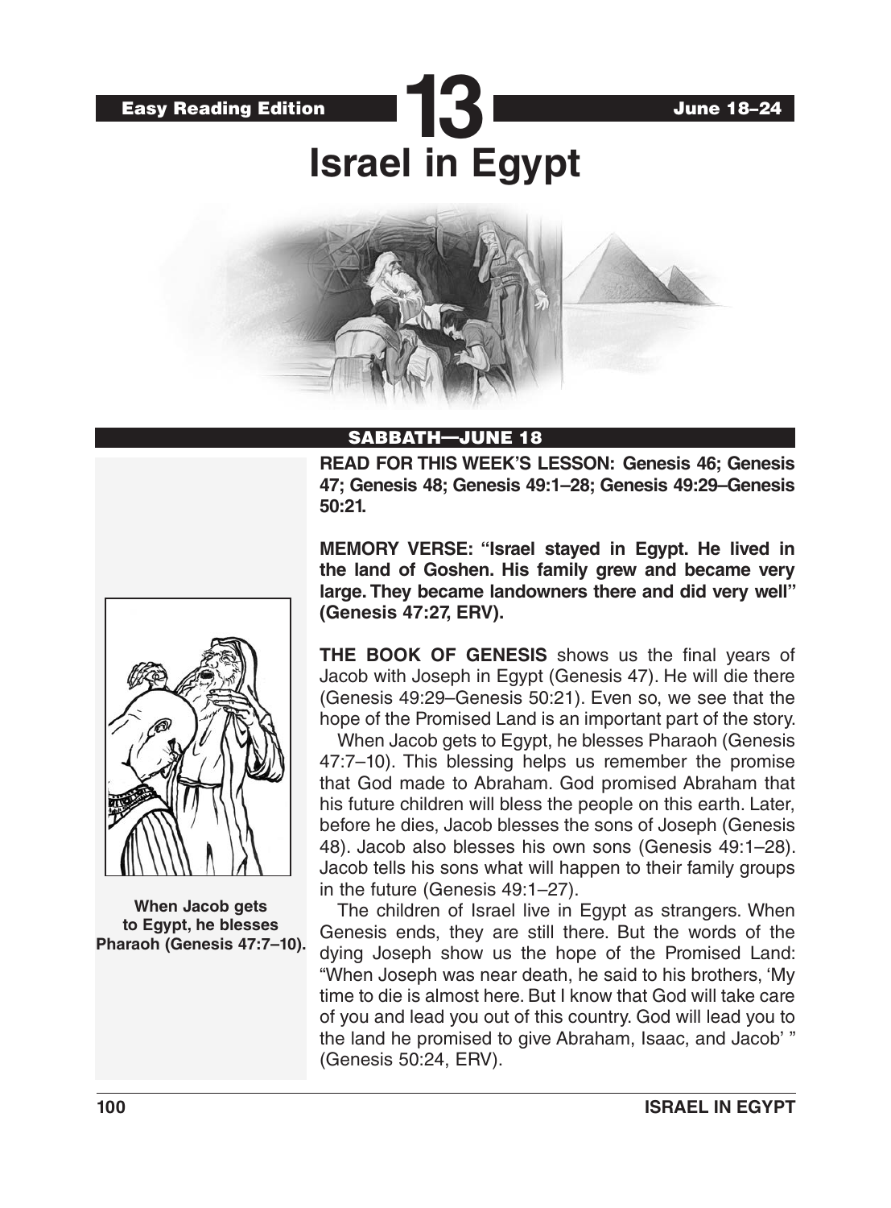Easy Reading Edition **13** June 18–24

# Israel in Egypt

## SABBATH—JUNE 18

**READ FOR THIS WEEK'S LESSON: Genesis 46; Genesis 47; Genesis 48; Genesis 49:1–28; Genesis 49:29–Genesis 50:21.**

**MEMORY VERSE: "Israel stayed in Egypt. He lived in the land of Goshen. His family grew and became very large. They became landowners there and did very well" (Genesis 47:27, ERV).**

**THE BOOK OF GENESIS** shows us the final years of Jacob with Joseph in Egypt (Genesis 47). He will die there (Genesis 49:29–Genesis 50:21). Even so, we see that the hope of the Promised Land is an important part of the story.

When Jacob gets to Egypt, he blesses Pharaoh (Genesis 47:7–10). This blessing helps us remember the promise that God made to Abraham. God promised Abraham that his future children will bless the people on this earth. Later, before he dies, Jacob blesses the sons of Joseph (Genesis 48). Jacob also blesses his own sons (Genesis 49:1–28). Jacob tells his sons what will happen to their family groups in the future (Genesis 49:1–27).

The children of Israel live in Egypt as strangers. When Genesis ends, they are still there. But the words of the dying Joseph show us the hope of the Promised Land: "When Joseph was near death, he said to his brothers, 'My time to die is almost here. But I know that God will take care of you and lead you out of this country. God will lead you to the land he promised to give Abraham, Isaac, and Jacob' " (Genesis 50:24, ERV).

**When Jacob gets to Egypt, he blesses Pharaoh (Genesis 47:7–10).**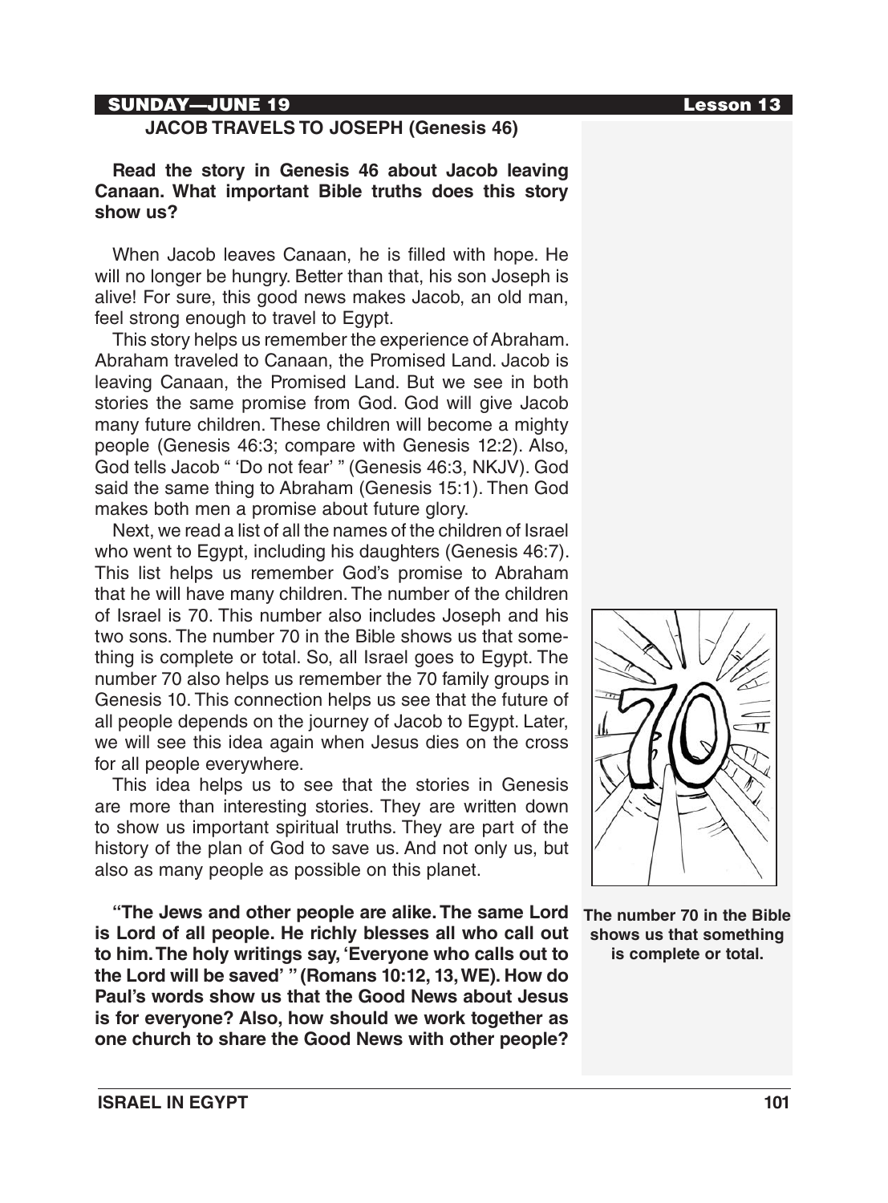SUNDAY—JUNE 19

## JACOB TRAVELS TO JOSEPH (Genesis 46)

**Read the story in Genesis 46 about Jacob leaving Canaan. What important Bible truths does this story show us?**

When Jacob leaves Canaan, he is filled with hope. He will no longer be hungry. Better than that, his son Joseph is alive! For sure, this good news makes Jacob, an old man, feel strong enough to travel to Egypt.

This story helps us remember the experience of Abraham. Abraham traveled to Canaan, the Promised Land. Jacob is leaving Canaan, the Promised Land. But we see in both stories the same promise from God. God will give Jacob many future children. These children will become a mighty people (Genesis 46:3; compare with Genesis 12:2). Also, God tells Jacob " 'Do not fear' " (Genesis 46:3, NKJV). God said the same thing to Abraham (Genesis 15:1). Then God makes both men a promise about future glory.

Next, we read a list of all the names of the children of Israel who went to Egypt, including his daughters (Genesis 46:7). This list helps us remember God's promise to Abraham that he will have many children. The number of the children of Israel is 70. This number also includes Joseph and his two sons. The number 70 in the Bible shows us that something is complete or total. So, all Israel goes to Egypt. The number 70 also helps us remember the 70 family groups in Genesis 10. This connection helps us see that the future of all people depends on the journey of Jacob to Egypt. Later, we will see this idea again when Jesus dies on the cross for all people everywhere.

This idea helps us to see that the stories in Genesis are more than interesting stories. They are written down to show us important spiritual truths. They are part of the history of the plan of God to save us. And not only us, but also as many people as possible on this planet.

**"The Jews and other people are alike. The same Lord is Lord of all people. He richly blesses all who call out to him. The holy writings say, 'Everyone who calls out to the Lord will be saved' " (Romans 10:12, 13, WE). How do Paul's words show us that the Good News about Jesus is for everyone? Also, how should we work together as one church to share the Good News with other people?**

**The number 70 in the Bible shows us that something is complete or total.**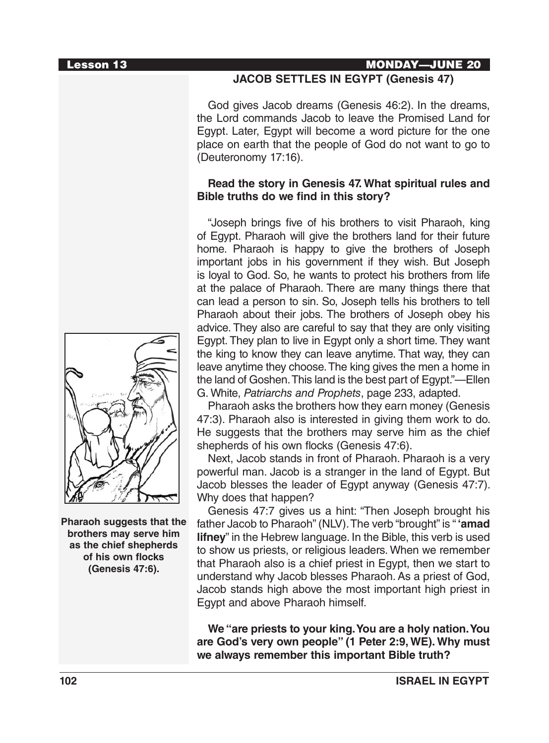## JACOB SETTLES IN EGYPT (Genesis 47)

God gives Jacob dreams (Genesis 46:2). In the dreams, the Lord commands Jacob to leave the Promised Land for Egypt. Later, Egypt will become a word picture for the one place on earth that the people of God do not want to go to (Deuteronomy 17:16).

**Read the story in Genesis 47. What spiritual rules and Bible truths do we find in this story?**

"Joseph brings five of his brothers to visit Pharaoh, king of Egypt. Pharaoh will give the brothers land for their future home. Pharaoh is happy to give the brothers of Joseph important jobs in his government if they wish. But Joseph is loyal to God. So, he wants to protect his brothers from life at the palace of Pharaoh. There are many things there that can lead a person to sin. So, Joseph tells his brothers to tell Pharaoh about their jobs. The brothers of Joseph obey his advice. They also are careful to say that they are only visiting Egypt. They plan to live in Egypt only a short time. They want the king to know they can leave anytime. That way, they can leave anytime they choose. The king gives the men a home in the land of Goshen. This land is the best part of Egypt."—Ellen G. White, *Patriarchs and Prophets*, page 233, adapted.

Pharaoh asks the brothers how they earn money (Genesis 47:3). Pharaoh also is interested in giving them work to do. He suggests that the brothers may serve him as the chief shepherds of his own flocks (Genesis 47:6).

**Pharaoh suggests that the brothers may serve him as the chief shepherds of his own flocks (Genesis 47:6).**

Next, Jacob stands in front of Pharaoh. Pharaoh is a very powerful man. Jacob is a stranger in the land of Egypt. But Jacob blesses the leader of Egypt anyway (Genesis 47:7). Why does that happen?

Genesis 47:7 gives us a hint: "Then Joseph brought his father Jacob to Pharaoh" (NLV). The verb "brought" is "**'amad lifney**" in the Hebrew language. In the Bible, this verb is used to show us priests, or religious leaders. When we remember that Pharaoh also is a chief priest in Egypt, then we start to understand why Jacob blesses Pharaoh. As a priest of God, Jacob stands high above the most important high priest in Egypt and above Pharaoh himself.

**We "are priests to your king. You are a holy nation. You are God's very own people" (1 Peter 2:9, WE). Why must we always remember this important Bible truth?**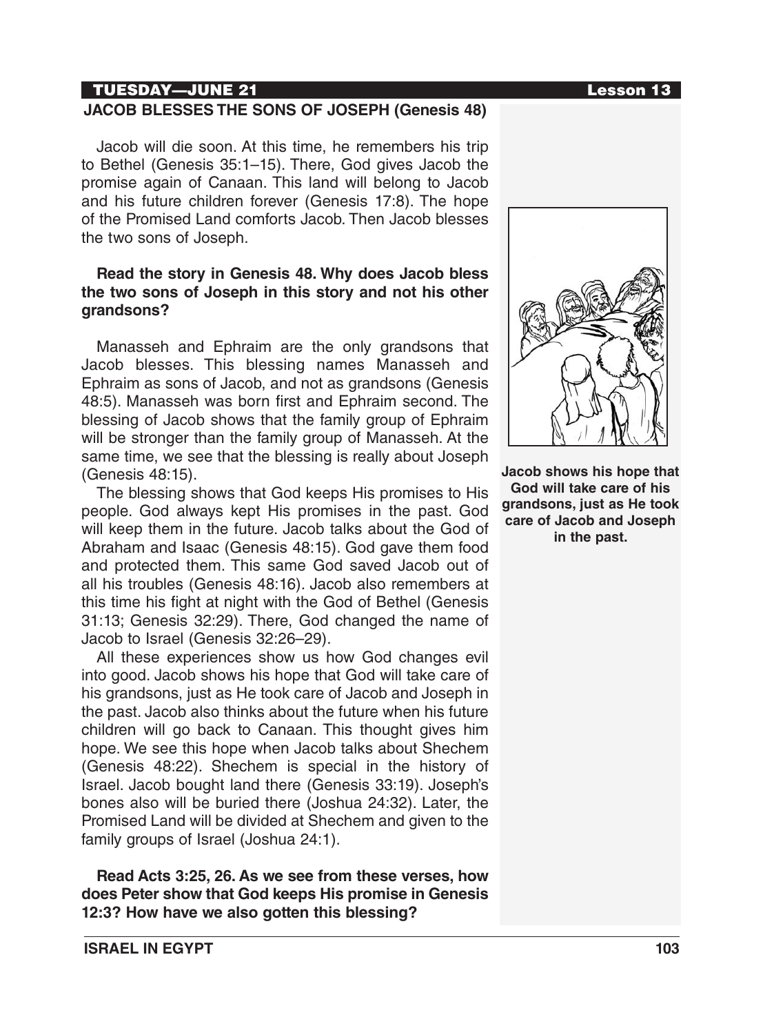## TUESDAY—JUNE 21

### JACOB BLESSES THE SONS OF JOSEPH (Genesis 48)

Jacob will die soon. At this time, he remembers his trip to Bethel (Genesis 35:1–15). There, God gives Jacob the promise again of Canaan. This land will belong to Jacob and his future children forever (Genesis 17:8). The hope of the Promised Land comforts Jacob. Then Jacob blesses the two sons of Joseph.

**Read the story in Genesis 48. Why does Jacob bless the two sons of Joseph in this story and not his other grandsons?**

Manasseh and Ephraim are the only grandsons that Jacob blesses. This blessing names Manasseh and Ephraim as sons of Jacob, and not as grandsons (Genesis 48:5). Manasseh was born first and Ephraim second. The blessing of Jacob shows that the family group of Ephraim will be stronger than the family group of Manasseh. At the same time, we see that the blessing is really about Joseph (Genesis 48:15).

The blessing shows that God keeps His promises to His people. God always kept His promises in the past. God will keep them in the future. Jacob talks about the God of Abraham and Isaac (Genesis 48:15). God gave them food and protected them. This same God saved Jacob out of all his troubles (Genesis 48:16). Jacob also remembers at this time his fight at night with the God of Bethel (Genesis 31:13; Genesis 32:29). There, God changed the name of Jacob to Israel (Genesis 32:26–29).

All these experiences show us how God changes evil into good. Jacob shows his hope that God will take care of his grandsons, just as He took care of Jacob and Joseph in the past. Jacob also thinks about the future when his future children will go back to Canaan. This thought gives him hope. We see this hope when Jacob talks about Shechem (Genesis 48:22). Shechem is special in the history of Israel. Jacob bought land there (Genesis 33:19). Joseph's bones also will be buried there (Joshua 24:32). Later, the Promised Land will be divided at Shechem and given to the family groups of Israel (Joshua 24:1).

**Jacob shows his hope that God will take care of his grandsons, just as He took care of Jacob and Joseph in the past.**

**Read Acts 3:25, 26. As we see from these verses, how does Peter show that God keeps His promise in Genesis 12:3? How have we also gotten this blessing?**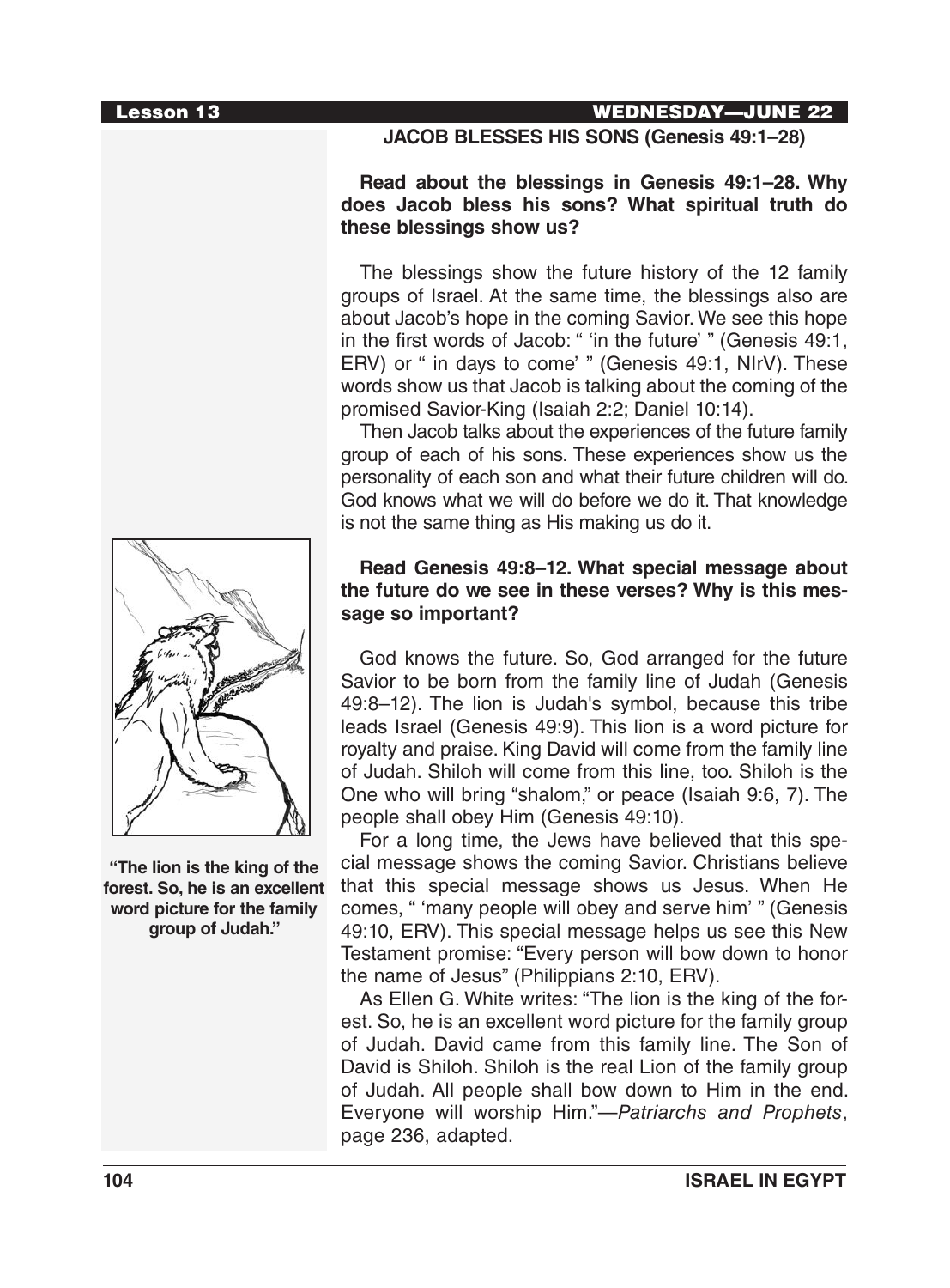## JACOB BLESSES HIS SONS (Genesis 49:1–28)

**Read about the blessings in Genesis 49:1–28. Why does Jacob bless his sons? What spiritual truth do these blessings show us?**

The blessings show the future history of the 12 family groups of Israel. At the same time, the blessings also are about Jacob's hope in the coming Savior. We see this hope in the first words of Jacob: " 'in the future' " (Genesis 49:1, ERV) or " in days to come' " (Genesis 49:1, NIrV). These words show us that Jacob is talking about the coming of the promised Savior-King (Isaiah 2:2; Daniel 10:14).

Then Jacob talks about the experiences of the future family group of each of his sons. These experiences show us the personality of each son and what their future children will do. God knows what we will do before we do it. That knowledge is not the same thing as His making us do it.

**Read Genesis 49:8–12. What special message about the future do we see in these verses? Why is this message so important?**

God knows the future. So, God arranged for the future Savior to be born from the family line of Judah (Genesis 49:8–12). The lion is Judah's symbol, because this tribe leads Israel (Genesis 49:9). This lion is a word picture for royalty and praise. King David will come from the family line of Judah. Shiloh will come from this line, too. Shiloh is the One who will bring "shalom," or peace (Isaiah 9:6, 7). The people shall obey Him (Genesis 49:10).

For a long time, the Jews have believed that this special message shows the coming Savior. Christians believe that this special message shows us Jesus. When He comes, " 'many people will obey and serve him' " (Genesis 49:10, ERV). This special message helps us see this New Testament promise: "Every person will bow down to honor the name of Jesus" (Philippians 2:10, ERV).

As Ellen G. White writes: "The lion is the king of the forest. So, he is an excellent word picture for the family group of Judah. David came from this family line. The Son of David is Shiloh. Shiloh is the real Lion of the family group of Judah. All people shall bow down to Him in the end. Everyone will worship Him."—*Patriarchs and Prophets*, page 236, adapted.

**"The lion is the king of the forest. So, he is an excellent word picture for the family group of Judah."**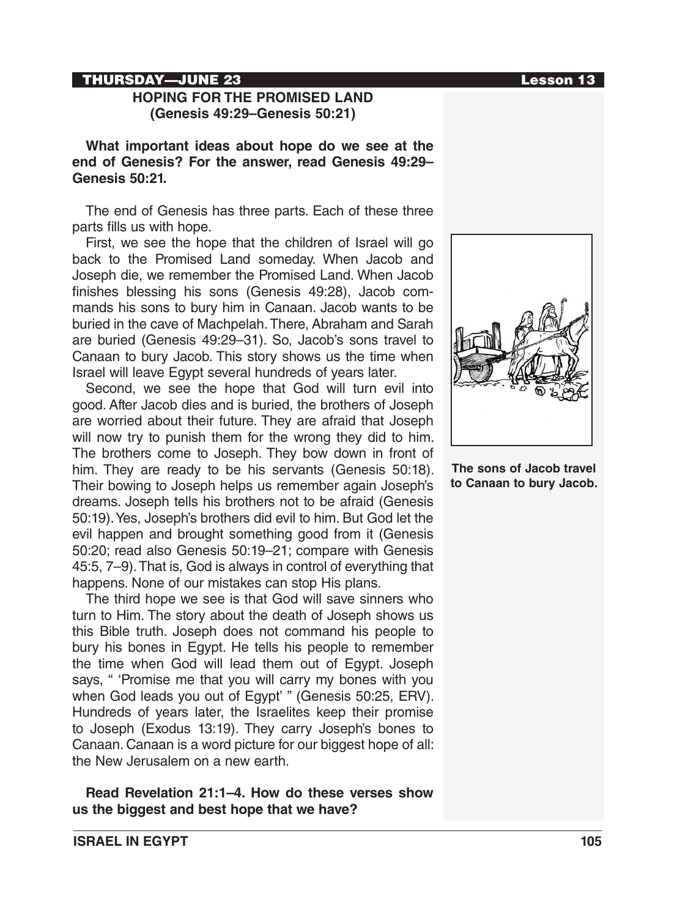## HOPING FOR THE PROMISED LAND (Genesis 49:29–Genesis 50:21)

**What important ideas about hope do we see at the end of Genesis? For the answer, read Genesis 49:29–Genesis 50:21.**

The end of Genesis has three parts. Each of these three parts fills us with hope.

First, we see the hope that the children of Israel will go back to the Promised Land someday. When Jacob and Joseph die, we remember the Promised Land. When Jacob finishes blessing his sons (Genesis 49:28), Jacob commands his sons to bury him in Canaan. Jacob wants to be buried in the cave of Machpelah. There, Abraham and Sarah are buried (Genesis 49:29–31). So, Jacob's sons travel to Canaan to bury Jacob. This story shows us the time when Israel will leave Egypt several hundreds of years later.

Second, we see the hope that God will turn evil into good. After Jacob dies and is buried, the brothers of Joseph are worried about their future. They are afraid that Joseph will now try to punish them for the wrong they did to him. The brothers come to Joseph. They bow down in front of him. They are ready to be his servants (Genesis 50:18). Their bowing to Joseph helps us remember again Joseph's dreams. Joseph tells his brothers not to be afraid (Genesis 50:19). Yes, Joseph's brothers did evil to him. But God let the evil happen and brought something good from it (Genesis 50:20; read also Genesis 50:19–21; compare with Genesis 45:5, 7–9). That is, God is always in control of everything that happens. None of our mistakes can stop His plans.

The third hope we see is that God will save sinners who turn to Him. The story about the death of Joseph shows us this Bible truth. Joseph does not command his people to bury his bones in Egypt. He tells his people to remember the time when God will lead them out of Egypt. Joseph says, " 'Promise me that you will carry my bones with you when God leads you out of Egypt' " (Genesis 50:25, ERV). Hundreds of years later, the Israelites keep their promise to Joseph (Exodus 13:19). They carry Joseph's bones to Canaan. Canaan is a word picture for our biggest hope of all: the New Jerusalem on a new earth.

**The sons of Jacob travel to Canaan to bury Jacob.**

**Read Revelation 21:1–4. How do these verses show us the biggest and best hope that we have?**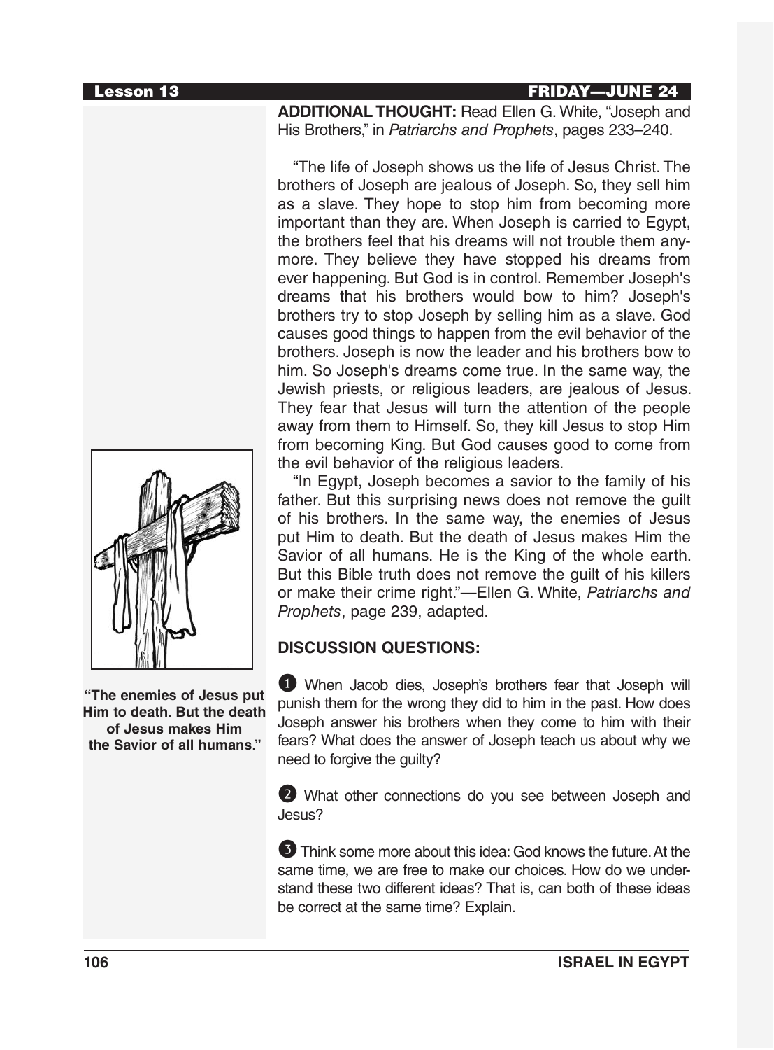**ADDITIONAL THOUGHT:** Read Ellen G. White, "Joseph and His Brothers," in *Patriarchs and Prophets*, pages 233–240.

"The life of Joseph shows us the life of Jesus Christ. The brothers of Joseph are jealous of Joseph. So, they sell him as a slave. They hope to stop him from becoming more important than they are. When Joseph is carried to Egypt, the brothers feel that his dreams will not trouble them anymore. They believe they have stopped his dreams from ever happening. But God is in control. Remember Joseph's dreams that his brothers would bow to him? Joseph's brothers try to stop Joseph by selling him as a slave. God causes good things to happen from the evil behavior of the brothers. Joseph is now the leader and his brothers bow to him. So Joseph's dreams come true. In the same way, the Jewish priests, or religious leaders, are jealous of Jesus. They fear that Jesus will turn the attention of the people away from them to Himself. So, they kill Jesus to stop Him from becoming King. But God causes good to come from the evil behavior of the religious leaders.

"In Egypt, Joseph becomes a savior to the family of his father. But this surprising news does not remove the guilt of his brothers. In the same way, the enemies of Jesus put Him to death. But the death of Jesus makes Him the Savior of all humans. He is the King of the whole earth. But this Bible truth does not remove the guilt of his killers or make their crime right."—Ellen G. White, *Patriarchs and Prophets*, page 239, adapted.

**"The enemies of Jesus put Him to death. But the death of Jesus makes Him the Savior of all humans."**

**DISCUSSION QUESTIONS:**

1. When Jacob dies, Joseph's brothers fear that Joseph will punish them for the wrong they did to him in the past. How does Joseph answer his brothers when they come to him with their fears? What does the answer of Joseph teach us about why we need to forgive the guilty?

2. What other connections do you see between Joseph and Jesus?

3. Think some more about this idea: God knows the future. At the same time, we are free to make our choices. How do we understand these two different ideas? That is, can both of these ideas be correct at the same time? Explain.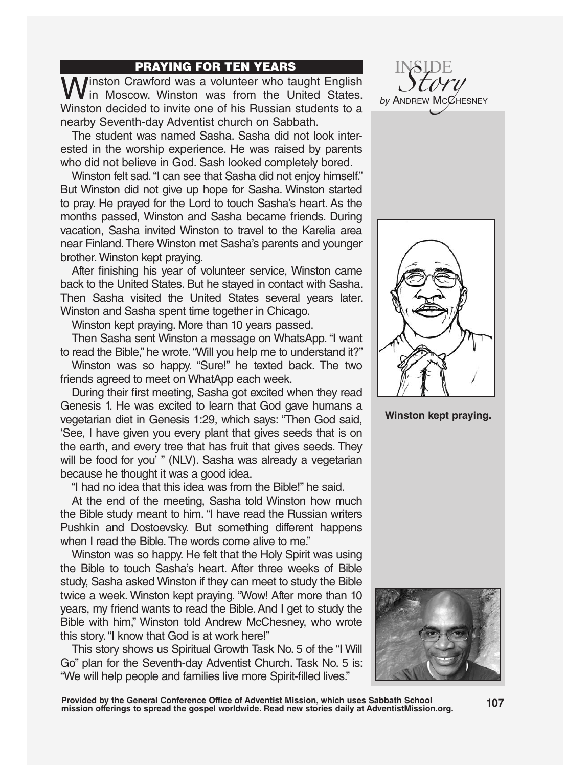## PRAYING FOR TEN YEARS

INSIDE *Story* by ANDREW MCCHESNEY

Winston Crawford was a volunteer who taught English in Moscow. Winston was from the United States. Winston decided to invite one of his Russian students to a nearby Seventh-day Adventist church on Sabbath.

The student was named Sasha. Sasha did not look interested in the worship experience. He was raised by parents who did not believe in God. Sash looked completely bored.

Winston felt sad. "I can see that Sasha did not enjoy himself." But Winston did not give up hope for Sasha. Winston started to pray. He prayed for the Lord to touch Sasha's heart. As the months passed, Winston and Sasha became friends. During vacation, Sasha invited Winston to travel to the Karelia area near Finland. There Winston met Sasha's parents and younger brother. Winston kept praying.

After finishing his year of volunteer service, Winston came back to the United States. But he stayed in contact with Sasha. Then Sasha visited the United States several years later. Winston and Sasha spent time together in Chicago.

Winston kept praying. More than 10 years passed.

Then Sasha sent Winston a message on WhatsApp. "I want to read the Bible," he wrote. "Will you help me to understand it?"

Winston was so happy. "Sure!" he texted back. The two friends agreed to meet on WhatApp each week.

During their first meeting, Sasha got excited when they read Genesis 1. He was excited to learn that God gave humans a vegetarian diet in Genesis 1:29, which says: "Then God said, 'See, I have given you every plant that gives seeds that is on the earth, and every tree that has fruit that gives seeds. They will be food for you' " (NLV). Sasha was already a vegetarian because he thought it was a good idea.

"I had no idea that this idea was from the Bible!" he said.

At the end of the meeting, Sasha told Winston how much the Bible study meant to him. "I have read the Russian writers Pushkin and Dostoevsky. But something different happens when I read the Bible. The words come alive to me."

Winston was so happy. He felt that the Holy Spirit was using the Bible to touch Sasha's heart. After three weeks of Bible study, Sasha asked Winston if they can meet to study the Bible twice a week. Winston kept praying. "Wow! After more than 10 years, my friend wants to read the Bible. And I get to study the Bible with him," Winston told Andrew McChesney, who wrote this story. "I know that God is at work here!"

This story shows us Spiritual Growth Task No. 5 of the "I Will Go" plan for the Seventh-day Adventist Church. Task No. 5 is: "We will help people and families live more Spirit-filled lives."

**Winston kept praying.**

**Provided by the General Conference Office of Adventist Mission, which uses Sabbath School mission offerings to spread the gospel worldwide. Read new stories daily at AdventistMission.org.**